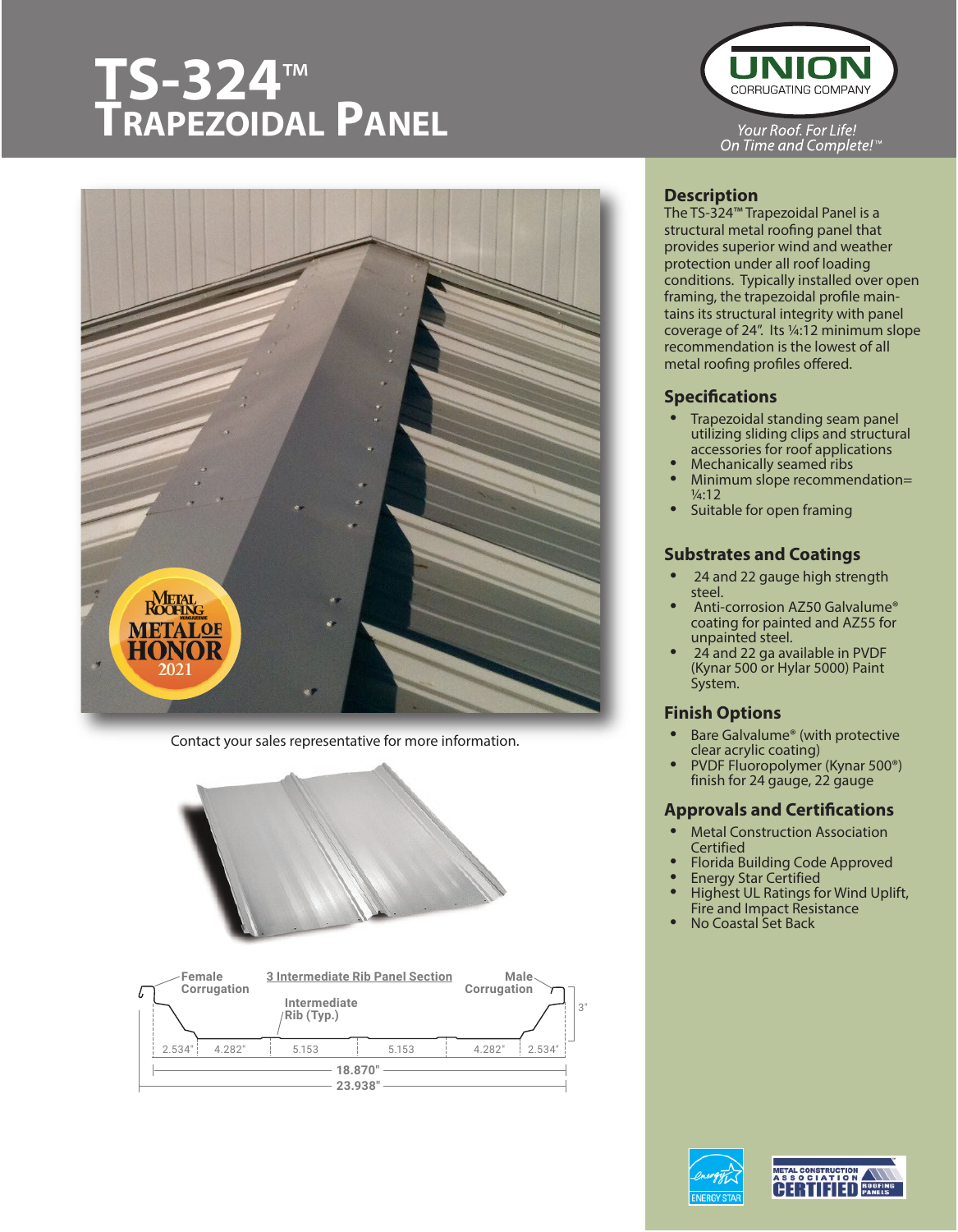# TS-324™ Trapezoidal Panel

UNION CORRUGATING COMPANY

*Your Roof. For Life!*
*On Time and Complete!™*

Contact your sales representative for more information.

Female Corrugation | 3 Intermediate Rib Panel Section | Male Corrugation

Intermediate Rib (Typ.)

3"

2.534" | 4.282" | 5.153 | 5.153 | 4.282" | 2.534"

18.870"

23.938"

## Description

The TS-324™ Trapezoidal Panel is a structural metal roofing panel that provides superior wind and weather protection under all roof loading conditions. Typically installed over open framing, the trapezoidal profile maintains its structural integrity with panel coverage of 24". Its ¼:12 minimum slope recommendation is the lowest of all metal roofing profiles offered.

## Specifications

- Trapezoidal standing seam panel utilizing sliding clips and structural accessories for roof applications
- Mechanically seamed ribs
- Minimum slope recommendation= ¼:12
- Suitable for open framing

## Substrates and Coatings

- 24 and 22 gauge high strength steel.
- Anti-corrosion AZ50 Galvalume® coating for painted and AZ55 for unpainted steel.
- 24 and 22 ga available in PVDF (Kynar 500 or Hylar 5000) Paint System.

## Finish Options

- Bare Galvalume® (with protective clear acrylic coating)
- PVDF Fluoropolymer (Kynar 500®) finish for 24 gauge, 22 gauge

## Approvals and Certifications

- Metal Construction Association Certified
- Florida Building Code Approved
- Energy Star Certified
- Highest UL Ratings for Wind Uplift, Fire and Impact Resistance
- No Coastal Set Back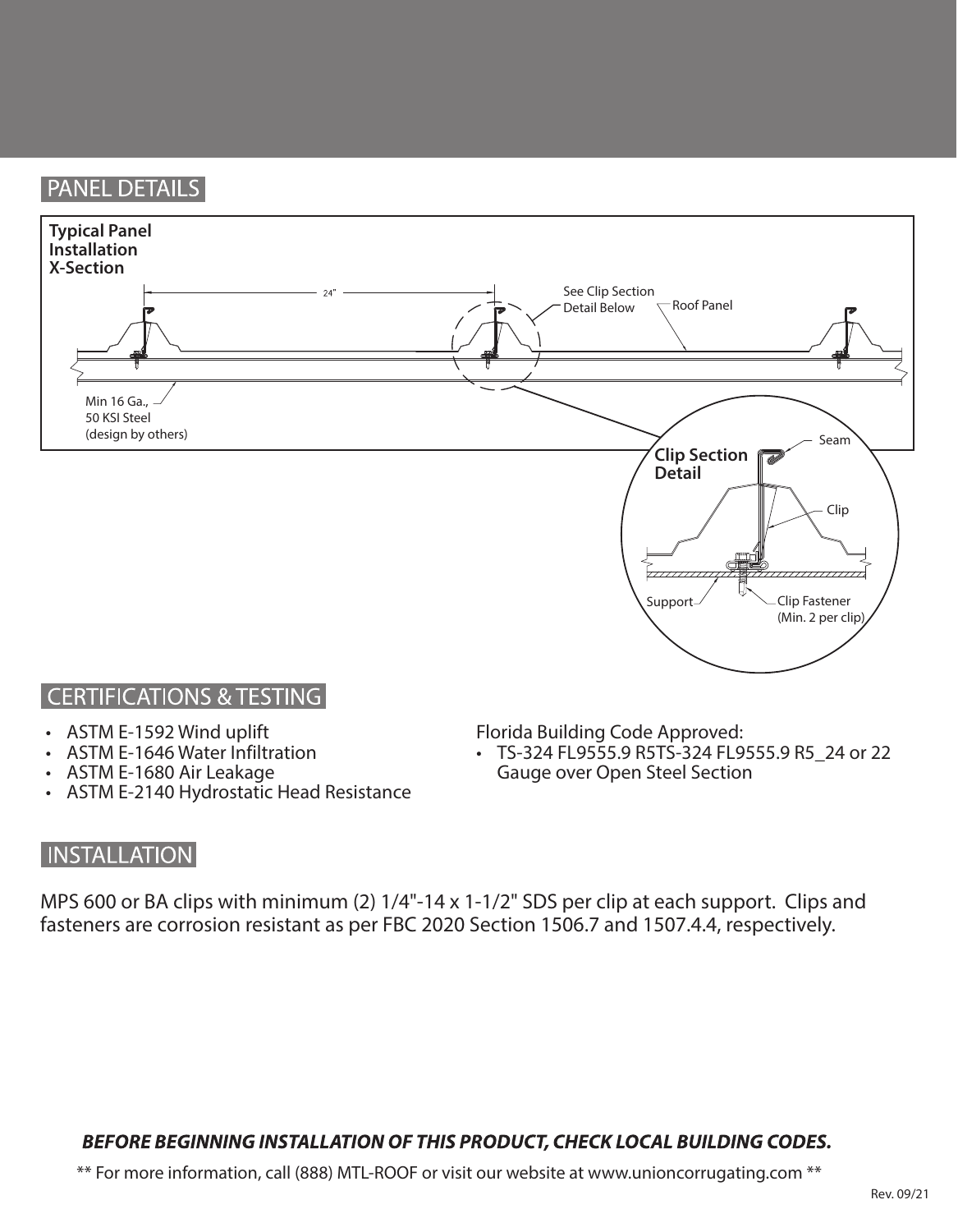## PANEL DETAILS

**Typical Panel Installation X-Section**

24"

See Clip Section Detail Below

Roof Panel

Min 16 Ga., 50 KSI Steel (design by others)

**Clip Section Detail**

Seam

Clip

Support

Clip Fastener (Min. 2 per clip)

## CERTIFICATIONS & TESTING

- ASTM E-1592 Wind uplift
- ASTM E-1646 Water Infiltration
- ASTM E-1680 Air Leakage
- ASTM E-2140 Hydrostatic Head Resistance

Florida Building Code Approved:

- TS-324 FL9555.9 R5TS-324 FL9555.9 R5_24 or 22 Gauge over Open Steel Section

## INSTALLATION

MPS 600 or BA clips with minimum (2) 1/4"-14 x 1-1/2" SDS per clip at each support. Clips and fasteners are corrosion resistant as per FBC 2020 Section 1506.7 and 1507.4.4, respectively.

***BEFORE BEGINNING INSTALLATION OF THIS PRODUCT, CHECK LOCAL BUILDING CODES.***

** For more information, call (888) MTL-ROOF or visit our website at www.unioncorrugating.com **

Rev. 09/21